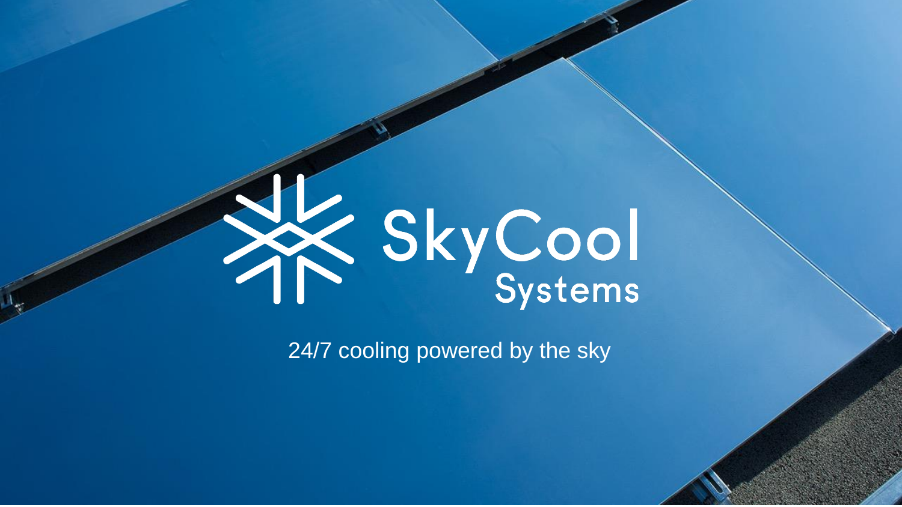# SkyCool Systems

24/7 cooling powered by the sky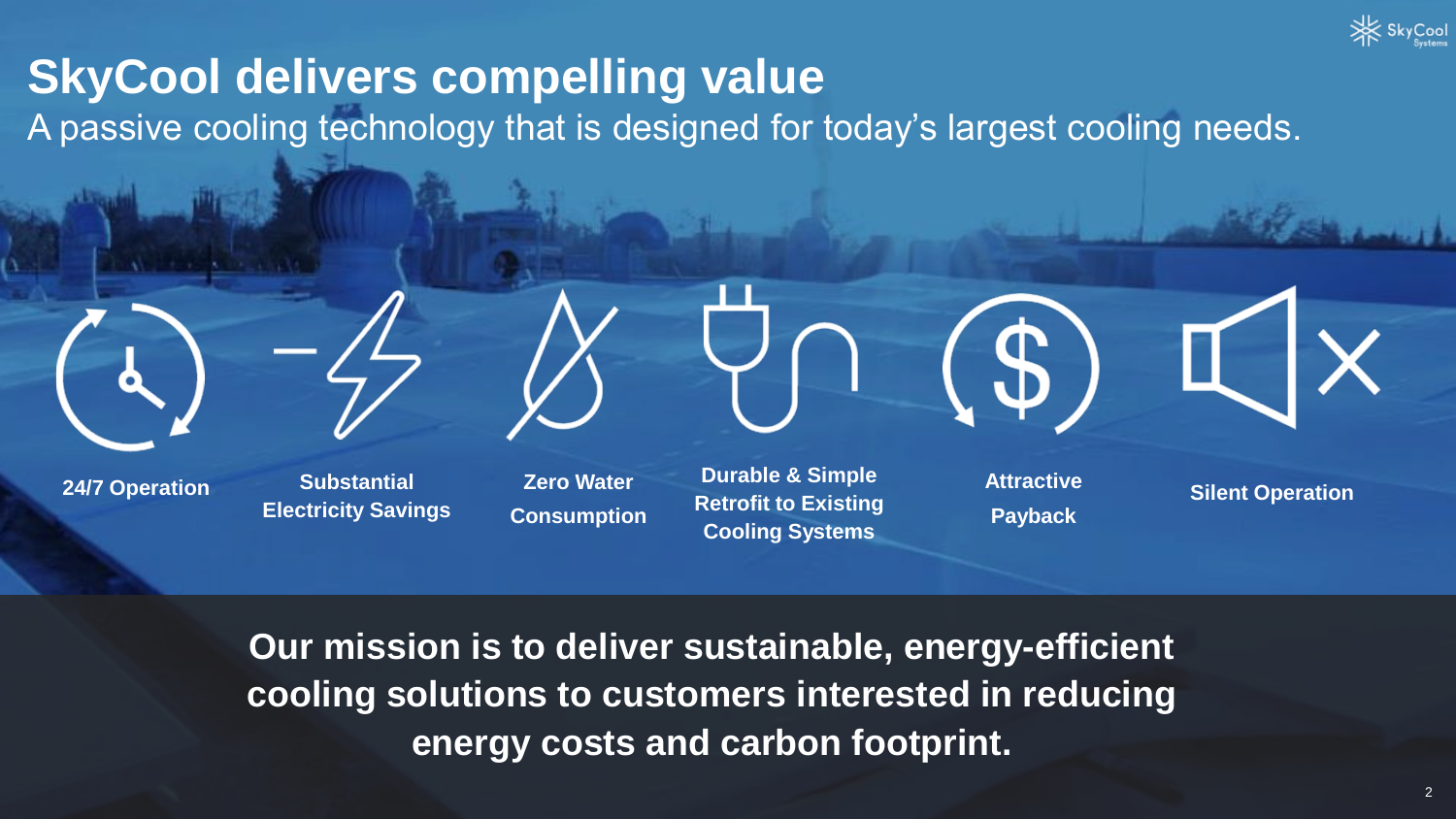# SkyCool delivers compelling value

A passive cooling technology that is designed for today's largest cooling needs.

- **24/7 Operation**
- **Substantial Electricity Savings**
- **Zero Water Consumption**
- **Durable & Simple Retrofit to Existing Cooling Systems**
- **Attractive Payback**
- **Silent Operation**

**Our mission is to deliver sustainable, energy-efficient cooling solutions to customers interested in reducing energy costs and carbon footprint.**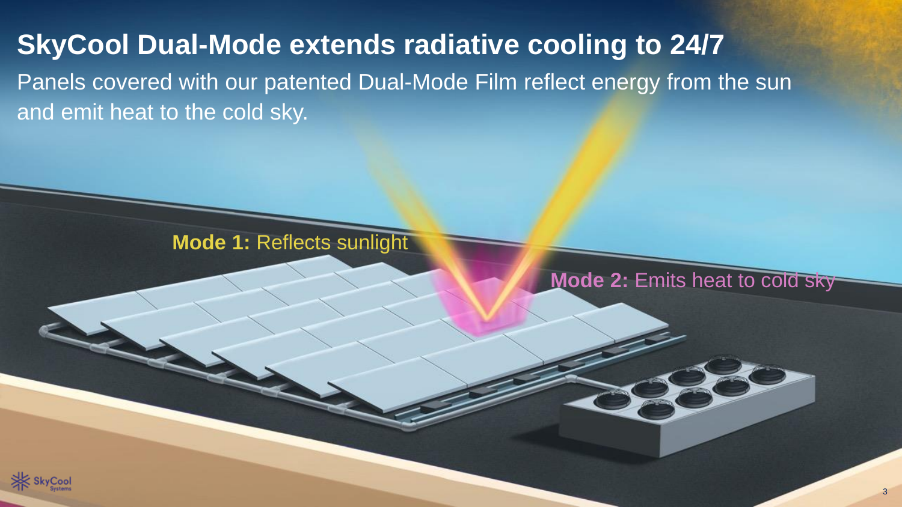# SkyCool Dual-Mode extends radiative cooling to 24/7

Panels covered with our patented Dual-Mode Film reflect energy from the sun and emit heat to the cold sky.

**Mode 1:** Reflects sunlight

**Mode 2:** Emits heat to cold sky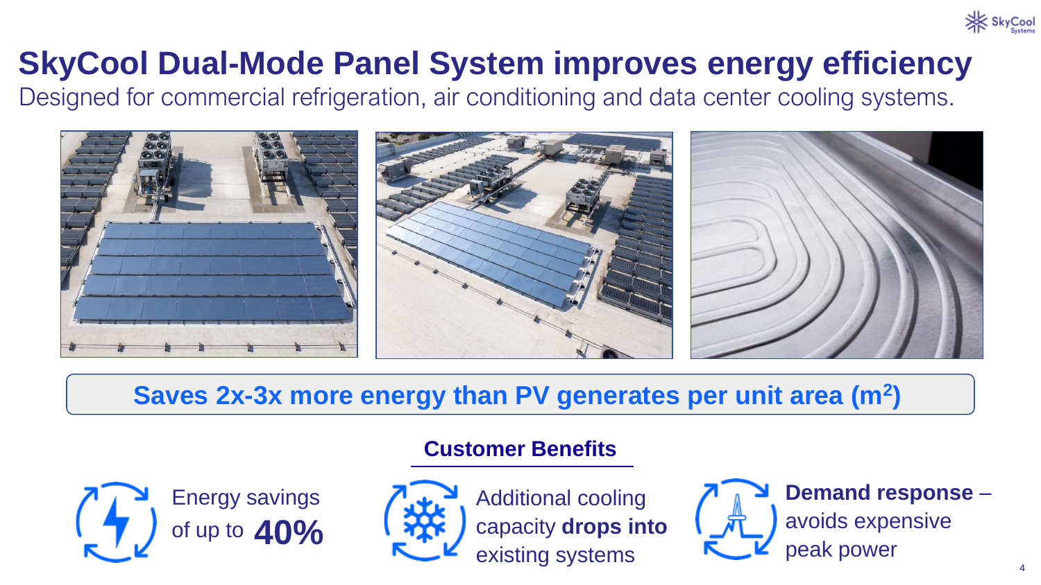# SkyCool Dual-Mode Panel System improves energy efficiency

Designed for commercial refrigeration, air conditioning and data center cooling systems.

**Saves 2x-3x more energy than PV generates per unit area ($m^2$)**

## Customer Benefits

- Energy savings of up to **40%**
- Additional cooling capacity **drops into** existing systems
- **Demand response** – avoids expensive peak power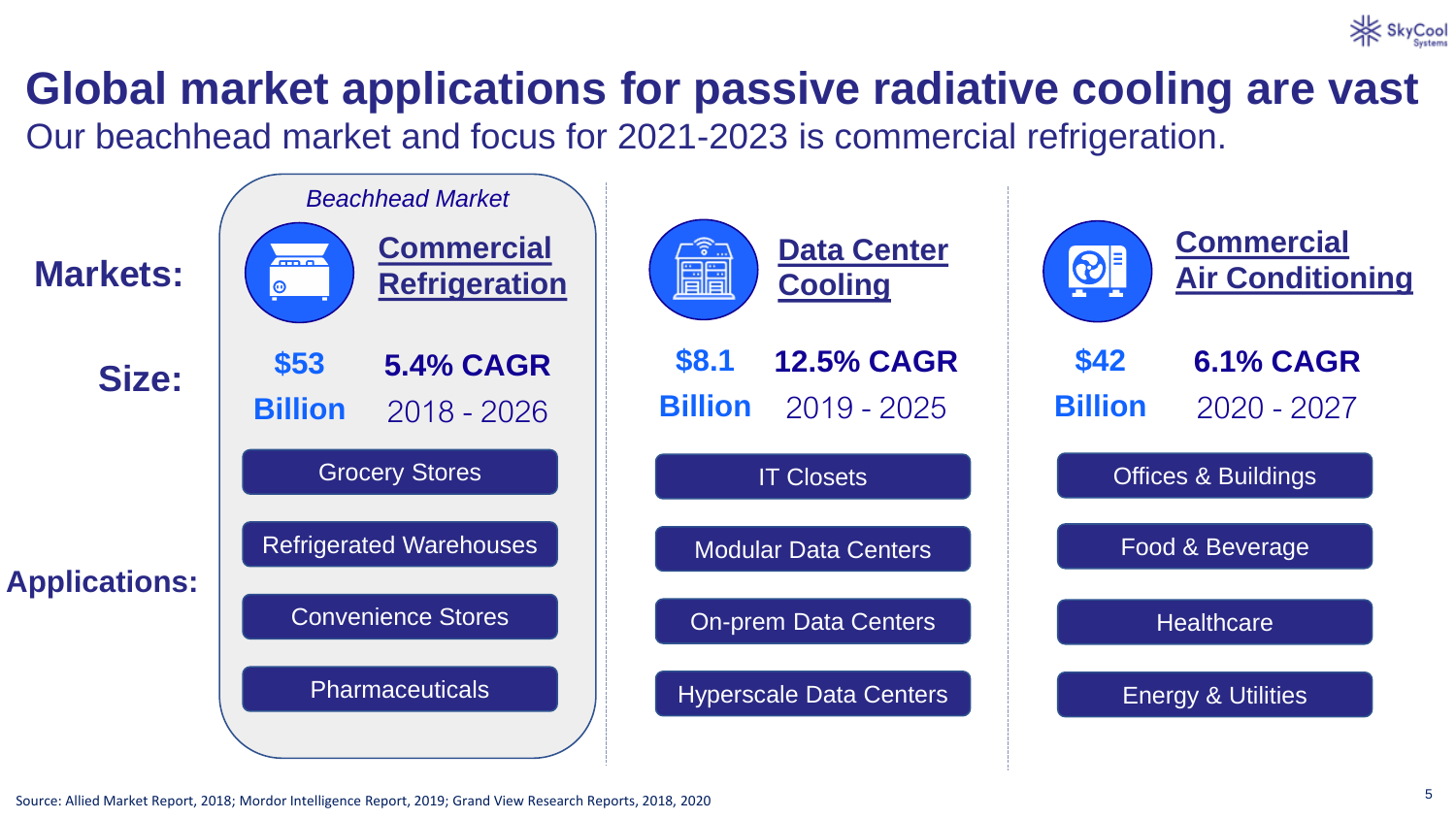# Global market applications for passive radiative cooling are vast

Our beachhead market and focus for 2021-2023 is commercial refrigeration.

| | *Beachhead Market* | | |
|---|---|---|---|
| **Markets:** | **Commercial Refrigeration** | **Data Center Cooling** | **Commercial Air Conditioning** |
| **Size:** | **$53 Billion** — **5.4% CAGR** 2018 - 2026 | **$8.1 Billion** — **12.5% CAGR** 2019 - 2025 | **$42 Billion** — **6.1% CAGR** 2020 - 2027 |
| **Applications:** | Grocery Stores | IT Closets | Offices & Buildings |
| | Refrigerated Warehouses | Modular Data Centers | Food & Beverage |
| | Convenience Stores | On-prem Data Centers | Healthcare |
| | Pharmaceuticals | Hyperscale Data Centers | Energy & Utilities |

Source: Allied Market Report, 2018; Mordor Intelligence Report, 2019; Grand View Research Reports, 2018, 2020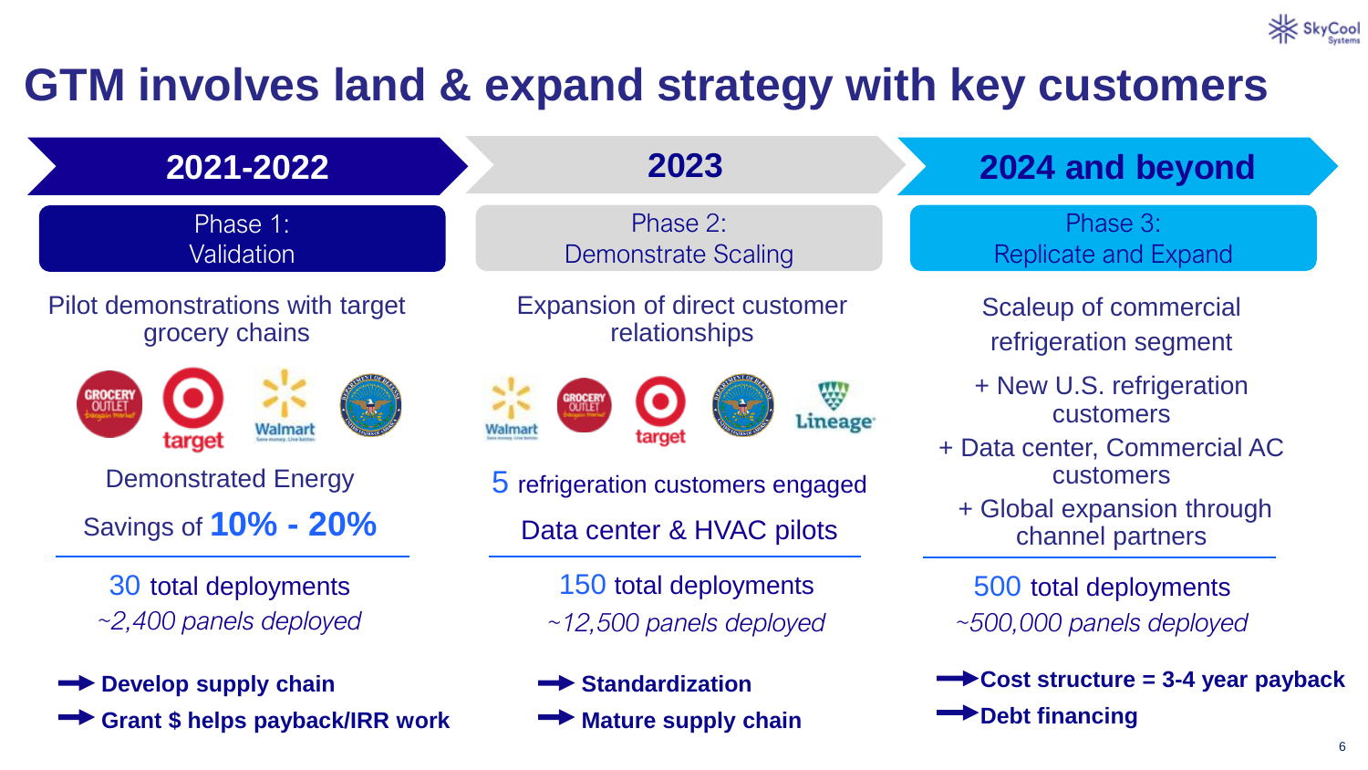# GTM involves land & expand strategy with key customers

## 2021-2022

### Phase 1: Validation

Pilot demonstrations with target grocery chains

Demonstrated Energy Savings of **10% - 20%**

30 total deployments

*~2,400 panels deployed*

- **Develop supply chain**
- **Grant $ helps payback/IRR work**

## 2023

### Phase 2: Demonstrate Scaling

Expansion of direct customer relationships

5 refrigeration customers engaged

Data center & HVAC pilots

150 total deployments

*~12,500 panels deployed*

- **Standardization**
- **Mature supply chain**

## 2024 and beyond

### Phase 3: Replicate and Expand

Scaleup of commercial refrigeration segment

+ New U.S. refrigeration customers
+ Data center, Commercial AC customers
+ Global expansion through channel partners

500 total deployments

*~500,000 panels deployed*

- **Cost structure = 3-4 year payback**
- **Debt financing**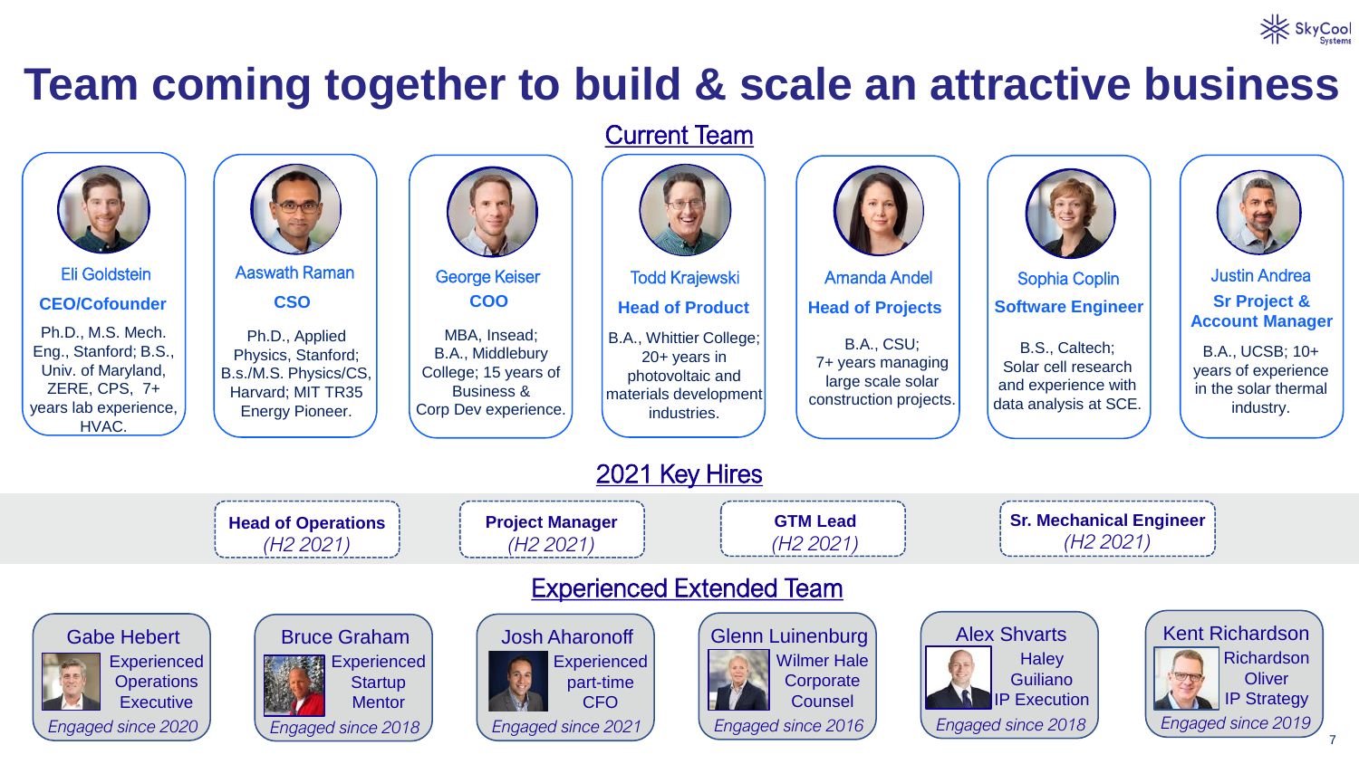# Team coming together to build & scale an attractive business

## Current Team

**Eli Goldstein**
**CEO/Cofounder**
Ph.D., M.S. Mech. Eng., Stanford; B.S., Univ. of Maryland, ZERE, CPS, 7+ years lab experience, HVAC.

**Aaswath Raman**
**CSO**
Ph.D., Applied Physics, Stanford; B.s./M.S. Physics/CS, Harvard; MIT TR35 Energy Pioneer.

**George Keiser**
**COO**
MBA, Insead; B.A., Middlebury College; 15 years of Business & Corp Dev experience.

**Todd Krajewski**
**Head of Product**
B.A., Whittier College; 20+ years in photovoltaic and materials development industries.

**Amanda Andel**
**Head of Projects**
B.A., CSU; 7+ years managing large scale solar construction projects.

**Sophia Coplin**
**Software Engineer**
B.S., Caltech; Solar cell research and experience with data analysis at SCE.

**Justin Andrea**
**Sr Project & Account Manager**
B.A., UCSB; 10+ years of experience in the solar thermal industry.

## 2021 Key Hires

- **Head of Operations** *(H2 2021)*
- **Project Manager** *(H2 2021)*
- **GTM Lead** *(H2 2021)*
- **Sr. Mechanical Engineer** *(H2 2021)*

## Experienced Extended Team

**Gabe Hebert**
Experienced Operations Executive
*Engaged since 2020*

**Bruce Graham**
Experienced Startup Mentor
*Engaged since 2018*

**Josh Aharonoff**
Experienced part-time CFO
*Engaged since 2021*

**Glenn Luinenburg**
Wilmer Hale Corporate Counsel
*Engaged since 2016*

**Alex Shvarts**
Haley Guiliano IP Execution
*Engaged since 2018*

**Kent Richardson**
Richardson Oliver IP Strategy
*Engaged since 2019*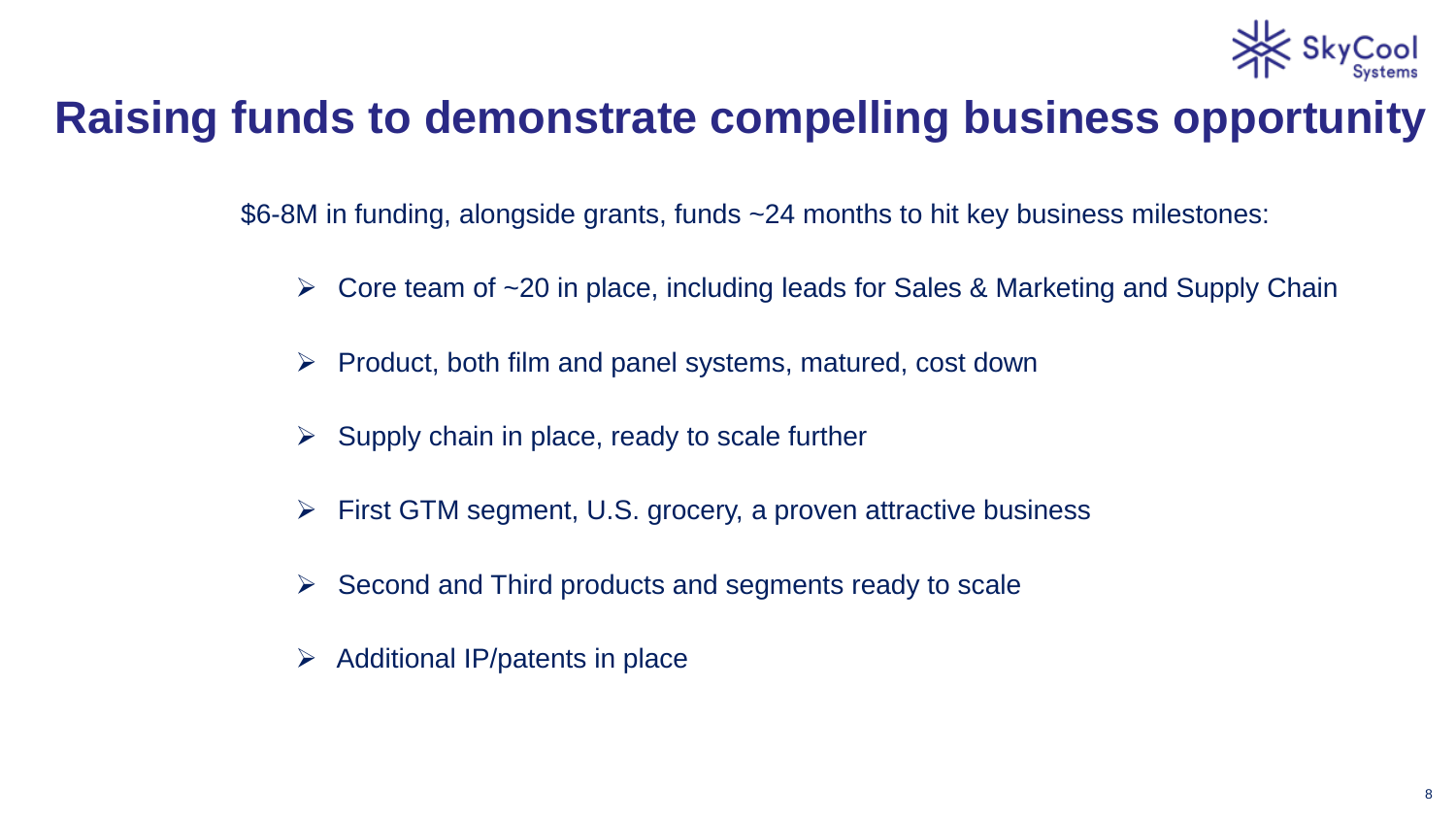# Raising funds to demonstrate compelling business opportunity

$6-8M in funding, alongside grants, funds ~24 months to hit key business milestones:

- Core team of ~20 in place, including leads for Sales & Marketing and Supply Chain
- Product, both film and panel systems, matured, cost down
- Supply chain in place, ready to scale further
- First GTM segment, U.S. grocery, a proven attractive business
- Second and Third products and segments ready to scale
- Additional IP/patents in place